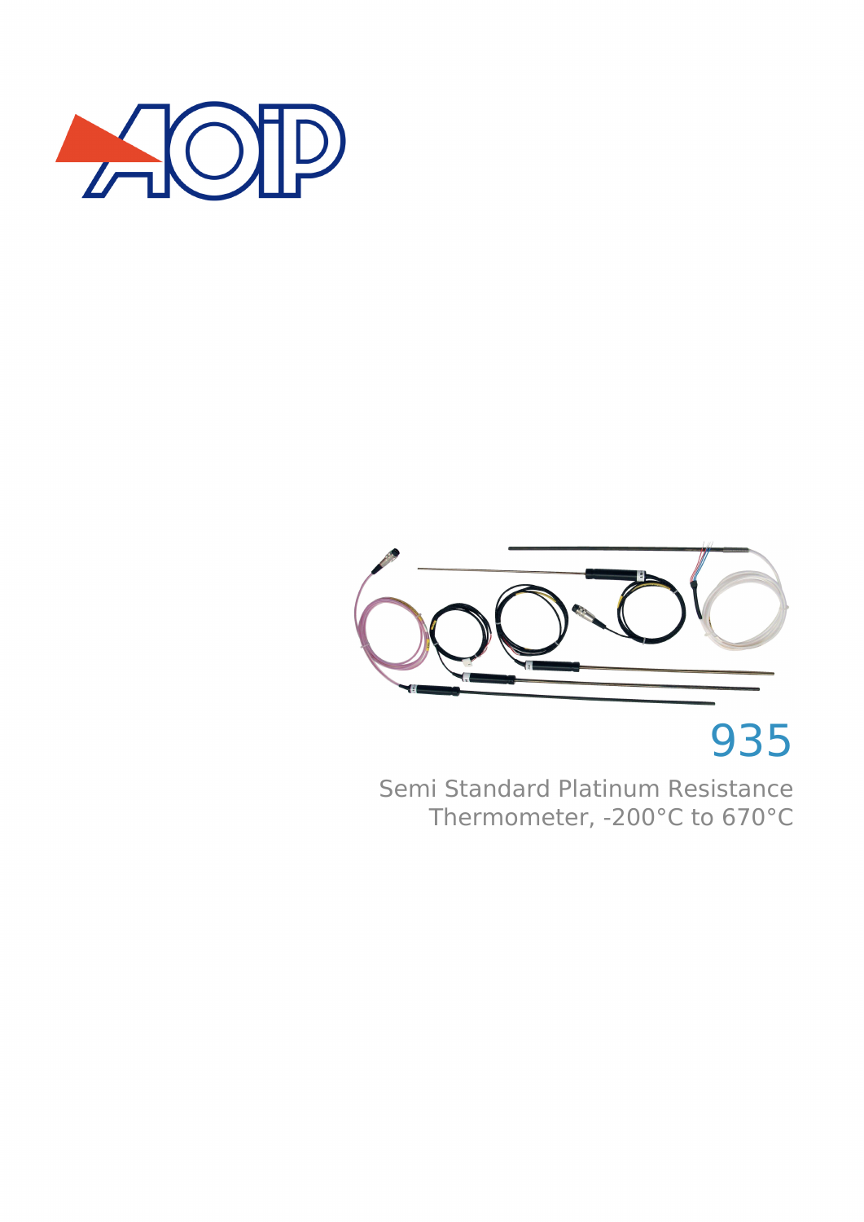# 935

Semi Standard Platinum Resistance Thermometer, -200°C to 670°C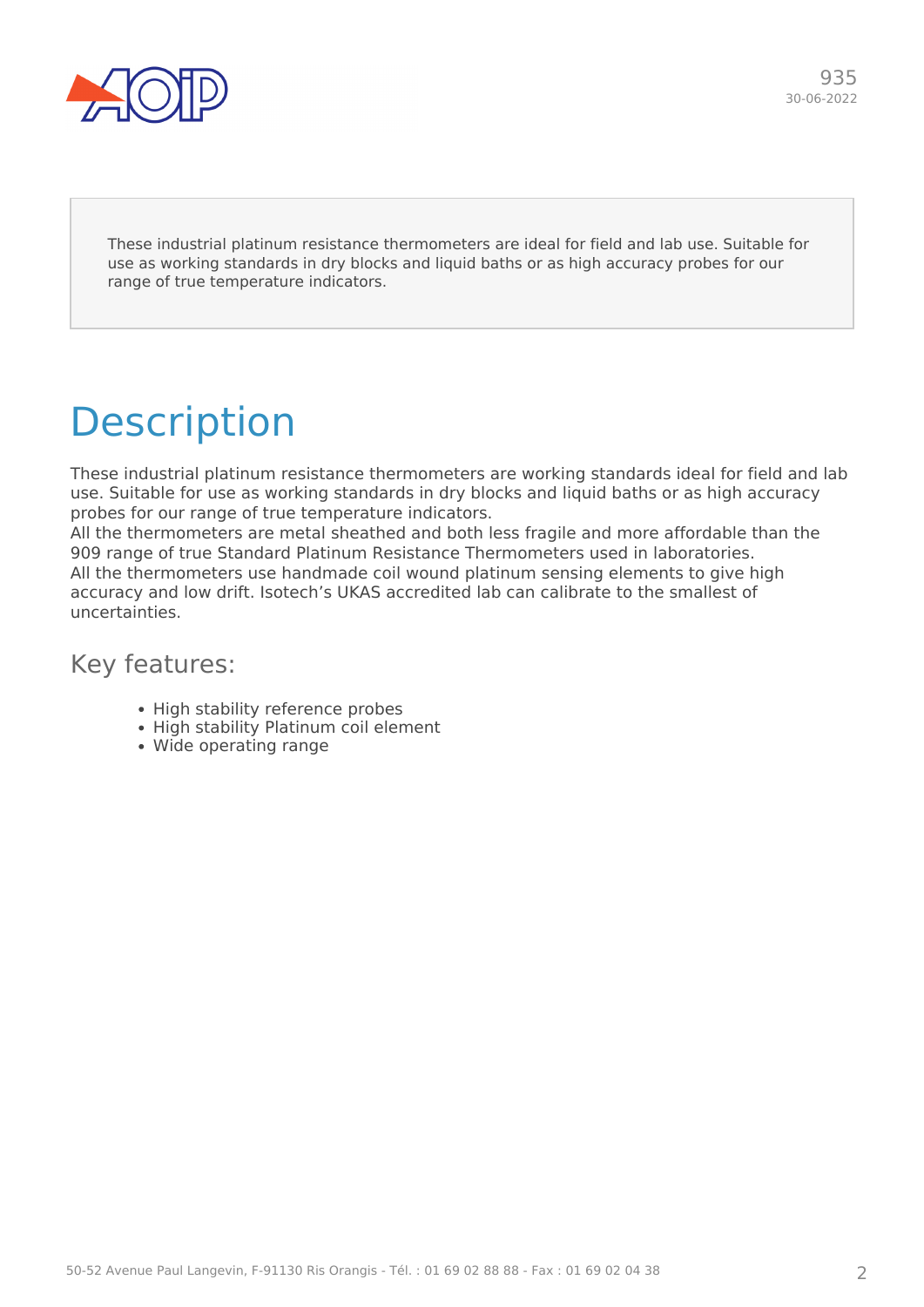These industrial platinum resistance thermometers are ideal for field and lab use. Suitable for use as working standards in dry blocks and liquid baths or as high accuracy probes for our range of true temperature indicators.

# Description

These industrial platinum resistance thermometers are working standards ideal for field and lab use. Suitable for use as working standards in dry blocks and liquid baths or as high accuracy probes for our range of true temperature indicators.
All the thermometers are metal sheathed and both less fragile and more affordable than the 909 range of true Standard Platinum Resistance Thermometers used in laboratories.
All the thermometers use handmade coil wound platinum sensing elements to give high accuracy and low drift. Isotech's UKAS accredited lab can calibrate to the smallest of uncertainties.

## Key features:

- High stability reference probes
- High stability Platinum coil element
- Wide operating range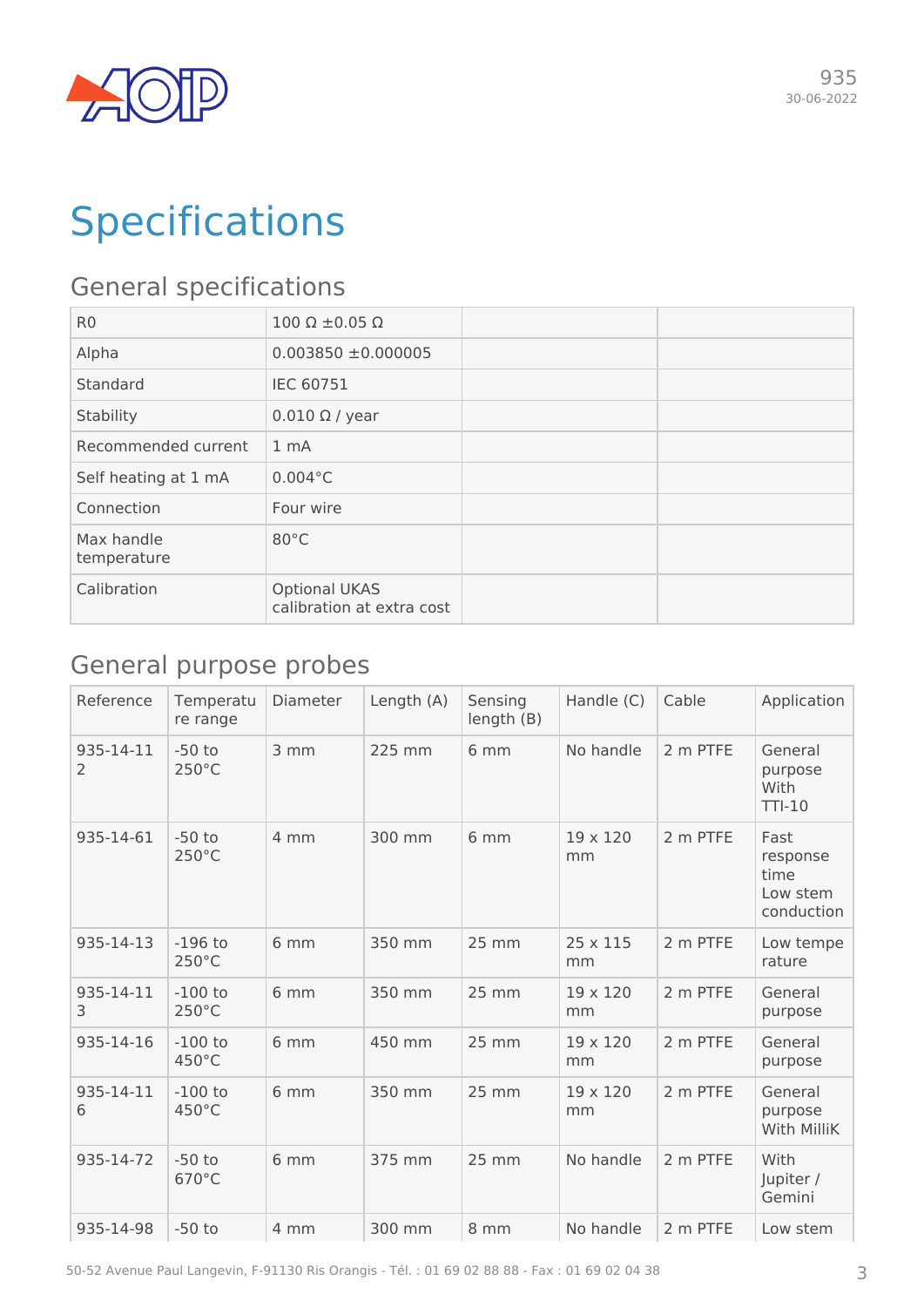# Specifications

## General specifications

| | | | |
|---|---|---|---|
| R0 | 100 Ω ±0.05 Ω | | |
| Alpha | 0.003850 ±0.000005 | | |
| Standard | IEC 60751 | | |
| Stability | 0.010 Ω / year | | |
| Recommended current | 1 mA | | |
| Self heating at 1 mA | 0.004°C | | |
| Connection | Four wire | | |
| Max handle temperature | 80°C | | |
| Calibration | Optional UKAS calibration at extra cost | | |

## General purpose probes

| Reference | Temperature range | Diameter | Length (A) | Sensing length (B) | Handle (C) | Cable | Application |
|---|---|---|---|---|---|---|---|
| 935-14-112 | -50 to 250°C | 3 mm | 225 mm | 6 mm | No handle | 2 m PTFE | General purpose With TTI-10 |
| 935-14-61 | -50 to 250°C | 4 mm | 300 mm | 6 mm | 19 x 120 mm | 2 m PTFE | Fast response time Low stem conduction |
| 935-14-13 | -196 to 250°C | 6 mm | 350 mm | 25 mm | 25 x 115 mm | 2 m PTFE | Low temperature |
| 935-14-113 | -100 to 250°C | 6 mm | 350 mm | 25 mm | 19 x 120 mm | 2 m PTFE | General purpose |
| 935-14-16 | -100 to 450°C | 6 mm | 450 mm | 25 mm | 19 x 120 mm | 2 m PTFE | General purpose |
| 935-14-116 | -100 to 450°C | 6 mm | 350 mm | 25 mm | 19 x 120 mm | 2 m PTFE | General purpose With MilliK |
| 935-14-72 | -50 to 670°C | 6 mm | 375 mm | 25 mm | No handle | 2 m PTFE | With Jupiter / Gemini |
| 935-14-98 | -50 to | 4 mm | 300 mm | 8 mm | No handle | 2 m PTFE | Low stem |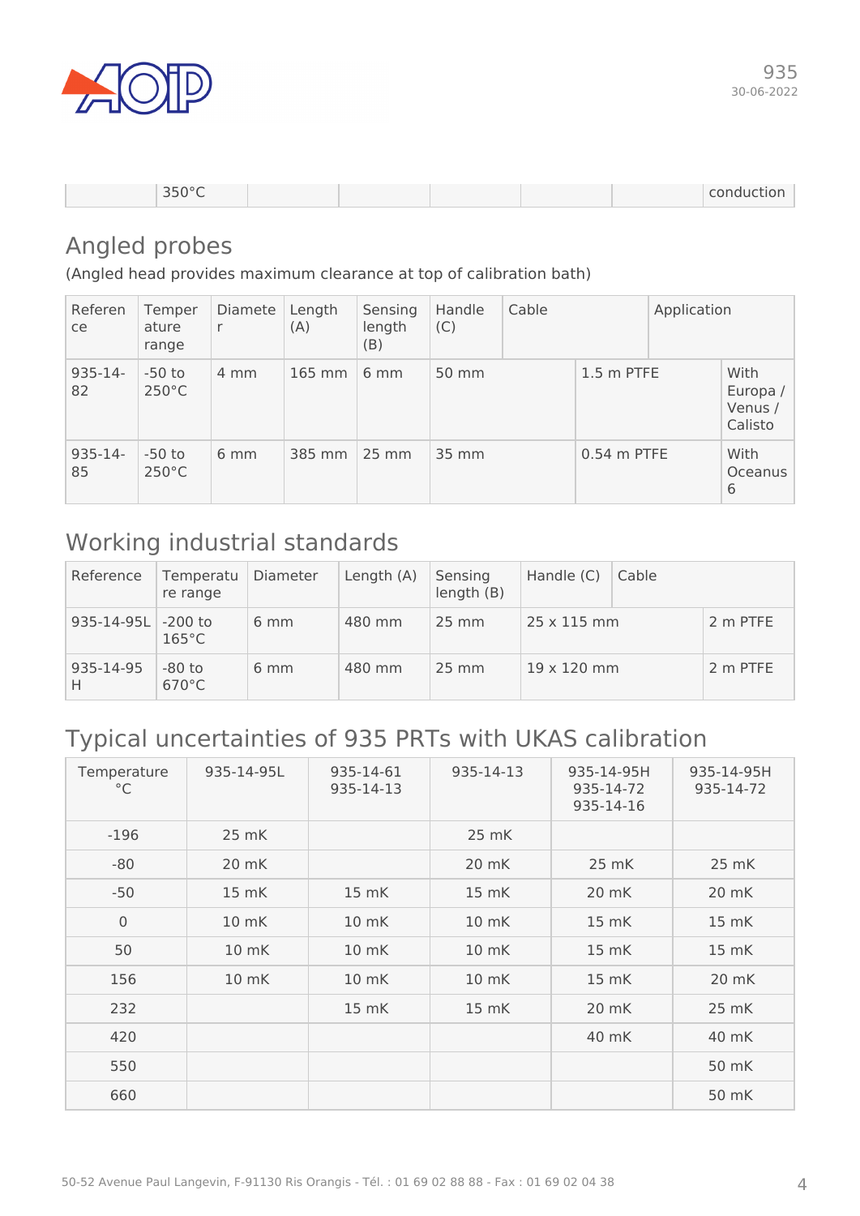| | 350°C | | | | | | conduction |
|---|---|---|---|---|---|---|---|

## Angled probes

(Angled head provides maximum clearance at top of calibration bath)

| Reference | Temperature range | Diameter | Length (A) | Sensing length (B) | Handle (C) | Cable | Application |
|---|---|---|---|---|---|---|---|
| 935-14-82 | -50 to 250°C | 4 mm | 165 mm | 6 mm | 50 mm | 1.5 m PTFE | With Europa / Venus / Calisto |
| 935-14-85 | -50 to 250°C | 6 mm | 385 mm | 25 mm | 35 mm | 0.54 m PTFE | With Oceanus 6 |

## Working industrial standards

| Reference | Temperature range | Diameter | Length (A) | Sensing length (B) | Handle (C) | Cable |
|---|---|---|---|---|---|---|
| 935-14-95L | -200 to 165°C | 6 mm | 480 mm | 25 mm | 25 x 115 mm | 2 m PTFE |
| 935-14-95 H | -80 to 670°C | 6 mm | 480 mm | 25 mm | 19 x 120 mm | 2 m PTFE |

## Typical uncertainties of 935 PRTs with UKAS calibration

| Temperature °C | 935-14-95L | 935-14-61 935-14-13 | 935-14-13 | 935-14-95H 935-14-72 935-14-16 | 935-14-95H 935-14-72 |
|---|---|---|---|---|---|
| -196 | 25 mK | | 25 mK | | |
| -80 | 20 mK | | 20 mK | 25 mK | 25 mK |
| -50 | 15 mK | 15 mK | 15 mK | 20 mK | 20 mK |
| 0 | 10 mK | 10 mK | 10 mK | 15 mK | 15 mK |
| 50 | 10 mK | 10 mK | 10 mK | 15 mK | 15 mK |
| 156 | 10 mK | 10 mK | 10 mK | 15 mK | 20 mK |
| 232 | | 15 mK | 15 mK | 20 mK | 25 mK |
| 420 | | | | 40 mK | 40 mK |
| 550 | | | | | 50 mK |
| 660 | | | | | 50 mK |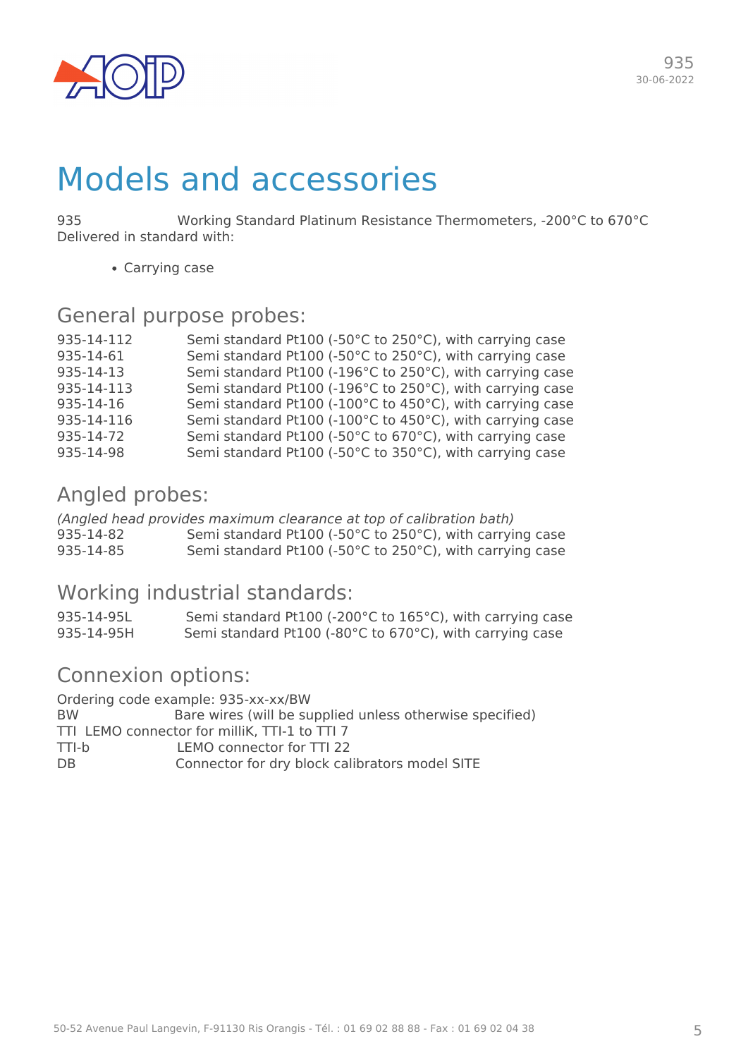# Models and accessories

| | |
|---|---|
| 935 | Working Standard Platinum Resistance Thermometers, -200°C to 670°C |

Delivered in standard with:

- Carrying case

## General purpose probes:

| | |
|---|---|
| 935-14-112 | Semi standard Pt100 (-50°C to 250°C), with carrying case |
| 935-14-61 | Semi standard Pt100 (-50°C to 250°C), with carrying case |
| 935-14-13 | Semi standard Pt100 (-196°C to 250°C), with carrying case |
| 935-14-113 | Semi standard Pt100 (-196°C to 250°C), with carrying case |
| 935-14-16 | Semi standard Pt100 (-100°C to 450°C), with carrying case |
| 935-14-116 | Semi standard Pt100 (-100°C to 450°C), with carrying case |
| 935-14-72 | Semi standard Pt100 (-50°C to 670°C), with carrying case |
| 935-14-98 | Semi standard Pt100 (-50°C to 350°C), with carrying case |

## Angled probes:

*(Angled head provides maximum clearance at top of calibration bath)*

| | |
|---|---|
| 935-14-82 | Semi standard Pt100 (-50°C to 250°C), with carrying case |
| 935-14-85 | Semi standard Pt100 (-50°C to 250°C), with carrying case |

## Working industrial standards:

| | |
|---|---|
| 935-14-95L | Semi standard Pt100 (-200°C to 165°C), with carrying case |
| 935-14-95H | Semi standard Pt100 (-80°C to 670°C), with carrying case |

## Connexion options:

Ordering code example: 935-xx-xx/BW

| | |
|---|---|
| BW | Bare wires (will be supplied unless otherwise specified) |
| TTI | LEMO connector for milliK, TTI-1 to TTI 7 |
| TTI-b | LEMO connector for TTI 22 |
| DB | Connector for dry block calibrators model SITE |